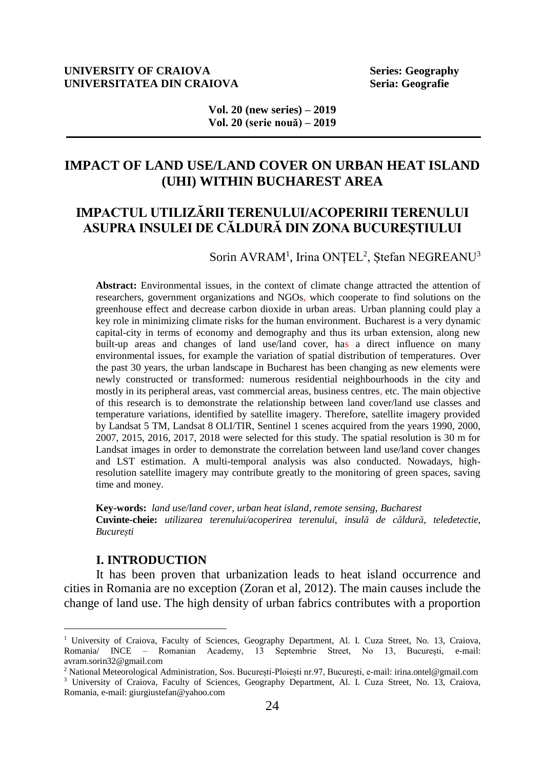**UNIVERSITY OF CRAIOVA** **Series: Geography**
**UNIVERSITATEA DIN CRAIOVA** **Seria: Geografie**

**Vol. 20 (new series) – 2019**
**Vol. 20 (serie nouă) – 2019**

# IMPACT OF LAND USE/LAND COVER ON URBAN HEAT ISLAND (UHI) WITHIN BUCHAREST AREA

# IMPACTUL UTILIZĂRII TERENULUI/ACOPERIRII TERENULUI ASUPRA INSULEI DE CĂLDURĂ DIN ZONA BUCUREȘTIULUI

Sorin AVRAM[1], Irina ONȚEL[2], Ștefan NEGREANU[3]

**Abstract:** Environmental issues, in the context of climate change attracted the attention of researchers, government organizations and NGOs, which cooperate to find solutions on the greenhouse effect and decrease carbon dioxide in urban areas. Urban planning could play a key role in minimizing climate risks for the human environment. Bucharest is a very dynamic capital-city in terms of economy and demography and thus its urban extension, along new built-up areas and changes of land use/land cover, has a direct influence on many environmental issues, for example the variation of spatial distribution of temperatures. Over the past 30 years, the urban landscape in Bucharest has been changing as new elements were newly constructed or transformed: numerous residential neighbourhoods in the city and mostly in its peripheral areas, vast commercial areas, business centres, etc. The main objective of this research is to demonstrate the relationship between land cover/land use classes and temperature variations, identified by satellite imagery. Therefore, satellite imagery provided by Landsat 5 TM, Landsat 8 OLI/TIR, Sentinel 1 scenes acquired from the years 1990, 2000, 2007, 2015, 2016, 2017, 2018 were selected for this study. The spatial resolution is 30 m for Landsat images in order to demonstrate the correlation between land use/land cover changes and LST estimation. A multi-temporal analysis was also conducted. Nowadays, high-resolution satellite imagery may contribute greatly to the monitoring of green spaces, saving time and money.

**Key-words:** *land use/land cover, urban heat island, remote sensing, Bucharest*
**Cuvinte-cheie:** *utilizarea terenului/acoperirea terenului, insulă de căldură, teledetectie, București*

## I. INTRODUCTION

It has been proven that urbanization leads to heat island occurrence and cities in Romania are no exception (Zoran et al, 2012). The main causes include the change of land use. The high density of urban fabrics contributes with a proportion

---

[1] University of Craiova, Faculty of Sciences, Geography Department, Al. I. Cuza Street, No. 13, Craiova, Romania/ INCE – Romanian Academy, 13 Septembrie Street, No 13, București, e-mail: avram.sorin32@gmail.com

[2] National Meteorological Administration, Sos. București-Ploiești nr.97, București, e-mail: irina.ontel@gmail.com

[3] University of Craiova, Faculty of Sciences, Geography Department, Al. I. Cuza Street, No. 13, Craiova, Romania, e-mail: giurgiustefan@yahoo.com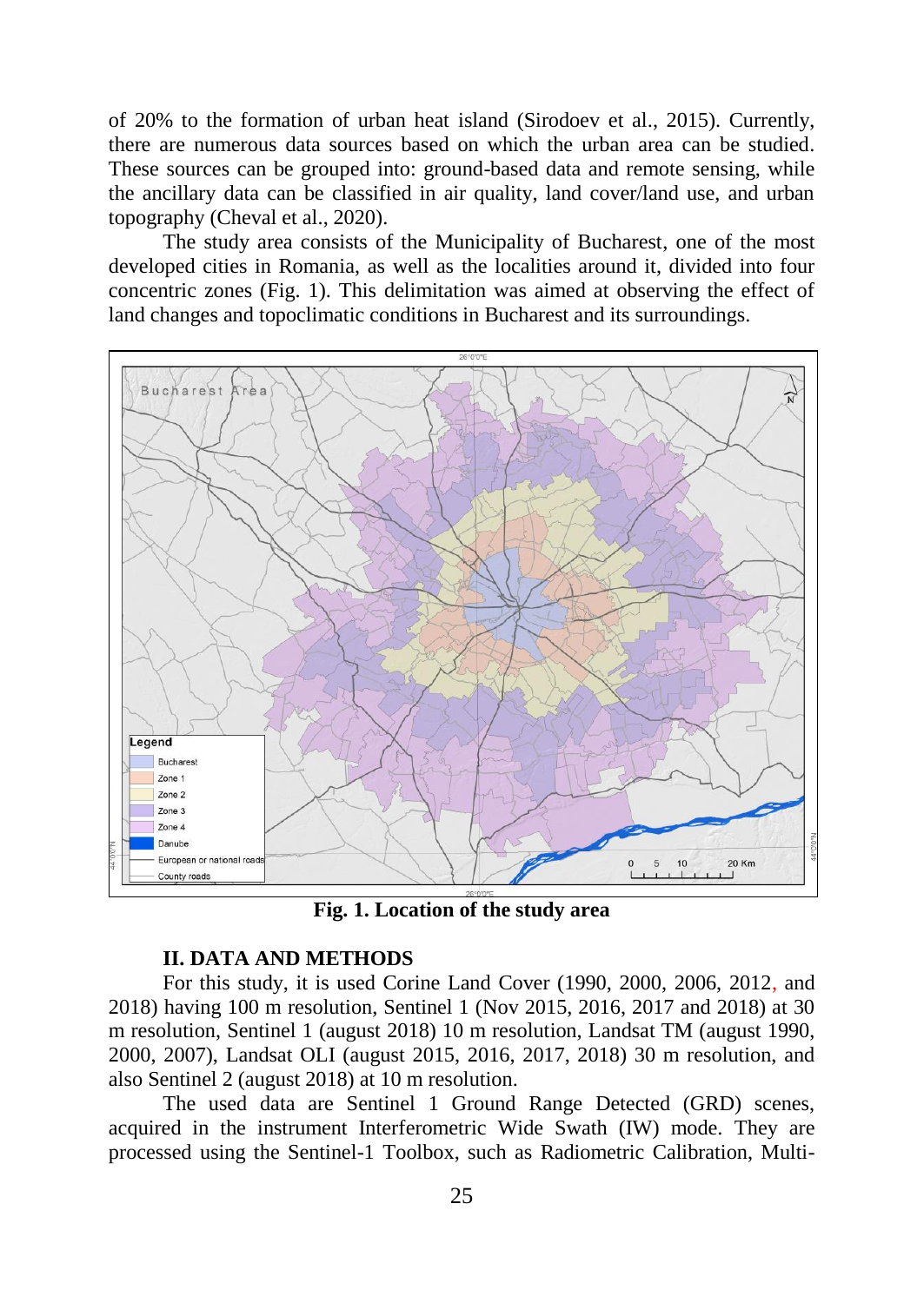of 20% to the formation of urban heat island (Sirodoev et al., 2015). Currently, there are numerous data sources based on which the urban area can be studied. These sources can be grouped into: ground-based data and remote sensing, while the ancillary data can be classified in air quality, land cover/land use, and urban topography (Cheval et al., 2020).

The study area consists of the Municipality of Bucharest, one of the most developed cities in Romania, as well as the localities around it, divided into four concentric zones (Fig. 1). This delimitation was aimed at observing the effect of land changes and topoclimatic conditions in Bucharest and its surroundings.

**Fig. 1. Location of the study area**

## II. DATA AND METHODS

For this study, it is used Corine Land Cover (1990, 2000, 2006, 2012, and 2018) having 100 m resolution, Sentinel 1 (Nov 2015, 2016, 2017 and 2018) at 30 m resolution, Sentinel 1 (august 2018) 10 m resolution, Landsat TM (august 1990, 2000, 2007), Landsat OLI (august 2015, 2016, 2017, 2018) 30 m resolution, and also Sentinel 2 (august 2018) at 10 m resolution.

The used data are Sentinel 1 Ground Range Detected (GRD) scenes, acquired in the instrument Interferometric Wide Swath (IW) mode. They are processed using the Sentinel-1 Toolbox, such as Radiometric Calibration, Multi-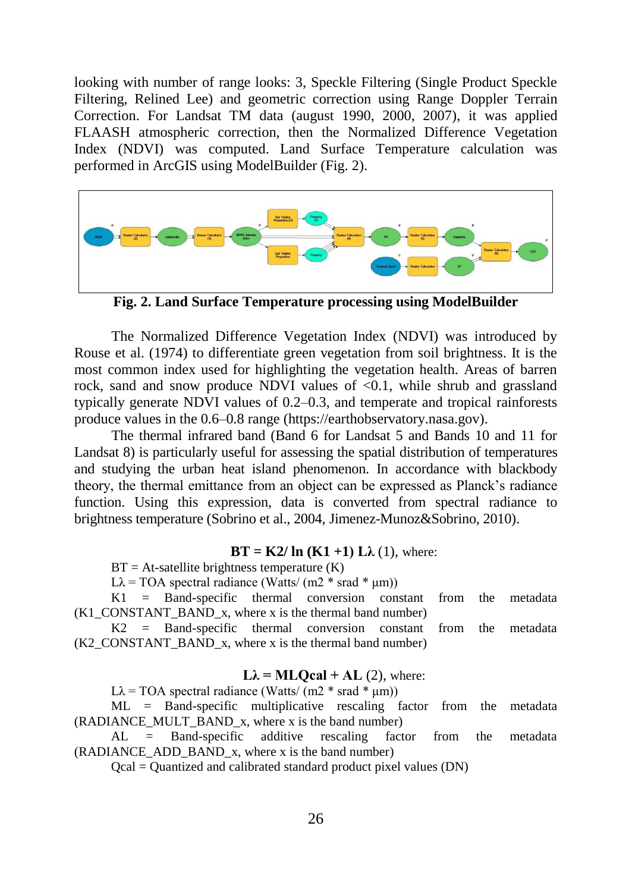looking with number of range looks: 3, Speckle Filtering (Single Product Speckle Filtering, Relined Lee) and geometric correction using Range Doppler Terrain Correction. For Landsat TM data (august 1990, 2000, 2007), it was applied FLAASH atmospheric correction, then the Normalized Difference Vegetation Index (NDVI) was computed. Land Surface Temperature calculation was performed in ArcGIS using ModelBuilder (Fig. 2).

**Fig. 2. Land Surface Temperature processing using ModelBuilder**

The Normalized Difference Vegetation Index (NDVI) was introduced by Rouse et al. (1974) to differentiate green vegetation from soil brightness. It is the most common index used for highlighting the vegetation health. Areas of barren rock, sand and snow produce NDVI values of <0.1, while shrub and grassland typically generate NDVI values of 0.2–0.3, and temperate and tropical rainforests produce values in the 0.6–0.8 range (https://earthobservatory.nasa.gov).

The thermal infrared band (Band 6 for Landsat 5 and Bands 10 and 11 for Landsat 8) is particularly useful for assessing the spatial distribution of temperatures and studying the urban heat island phenomenon. In accordance with blackbody theory, the thermal emittance from an object can be expressed as Planck's radiance function. Using this expression, data is converted from spectral radiance to brightness temperature (Sobrino et al., 2004, Jimenez-Munoz&Sobrino, 2010).

$$\mathbf{BT = K2/ \ln (K1 +1) L\lambda} \quad (1)$$ where:

BT = At-satellite brightness temperature (K)

$L\lambda$ = TOA spectral radiance (Watts/ (m2 * srad * µm))

K1 = Band-specific thermal conversion constant from the metadata (K1_CONSTANT_BAND_x, where x is the thermal band number)

K2 = Band-specific thermal conversion constant from the metadata (K2_CONSTANT_BAND_x, where x is the thermal band number)

$$\mathbf{L\lambda = MLQcal + AL} \quad (2)$$ where:

$L\lambda$ = TOA spectral radiance (Watts/ (m2 * srad * µm))

ML = Band-specific multiplicative rescaling factor from the metadata (RADIANCE_MULT_BAND_x, where x is the band number)

AL = Band-specific additive rescaling factor from the metadata (RADIANCE_ADD_BAND_x, where x is the band number)

Qcal = Quantized and calibrated standard product pixel values (DN)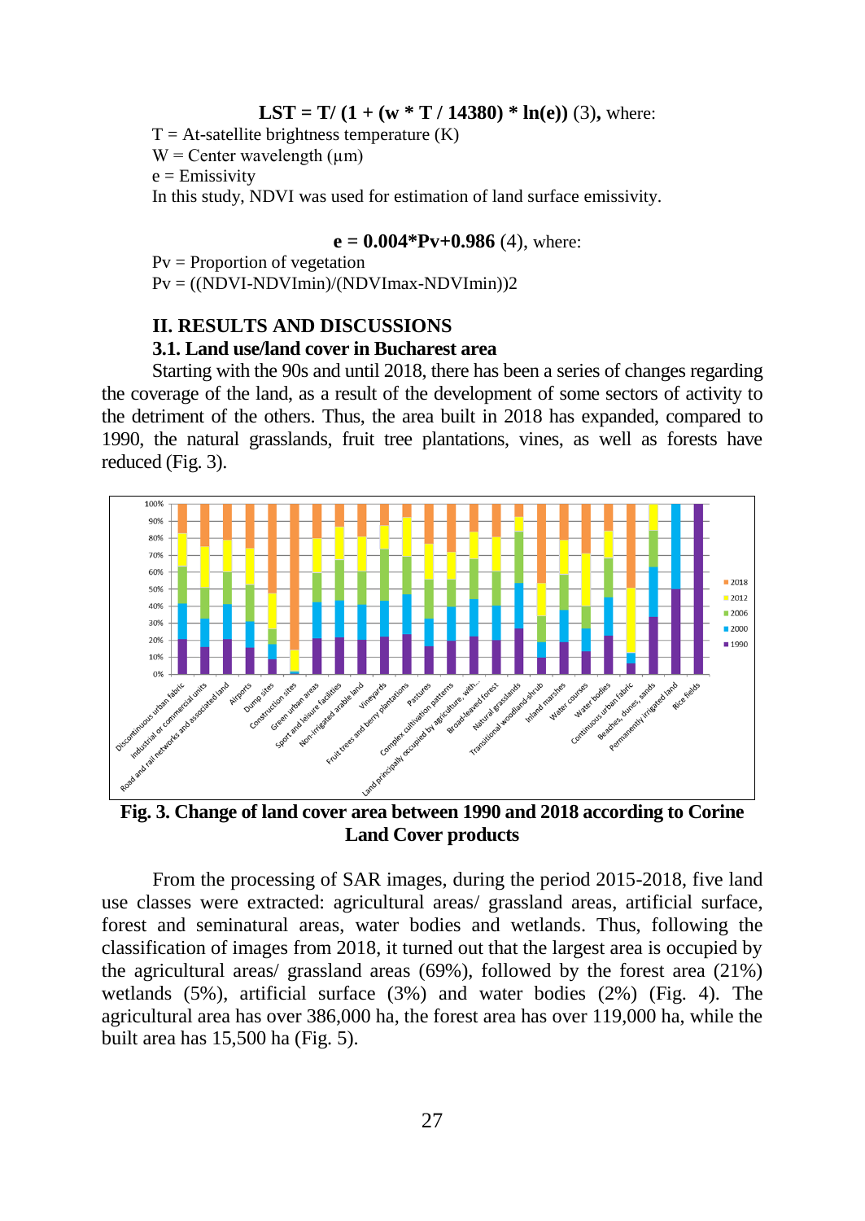$$\mathbf{LST = T/ (1 + (w * T / 14380) * \ln(e))} \quad (3)$$
where:

T = At-satellite brightness temperature (K)
W = Center wavelength (μm)
e = Emissivity
In this study, NDVI was used for estimation of land surface emissivity.

$$\mathbf{e = 0.004 * Pv + 0.986} \quad (4)$$
where:

Pv = Proportion of vegetation
Pv = ((NDVI-NDVImin)/(NDVImax-NDVImin))2

## II. RESULTS AND DISCUSSIONS

### 3.1. Land use/land cover in Bucharest area

Starting with the 90s and until 2018, there has been a series of changes regarding the coverage of the land, as a result of the development of some sectors of activity to the detriment of the others. Thus, the area built in 2018 has expanded, compared to 1990, the natural grasslands, fruit tree plantations, vines, as well as forests have reduced (Fig. 3).

**Fig. 3. Change of land cover area between 1990 and 2018 according to Corine Land Cover products**

From the processing of SAR images, during the period 2015-2018, five land use classes were extracted: agricultural areas/ grassland areas, artificial surface, forest and seminatural areas, water bodies and wetlands. Thus, following the classification of images from 2018, it turned out that the largest area is occupied by the agricultural areas/ grassland areas (69%), followed by the forest area (21%) wetlands (5%), artificial surface (3%) and water bodies (2%) (Fig. 4). The agricultural area has over 386,000 ha, the forest area has over 119,000 ha, while the built area has 15,500 ha (Fig. 5).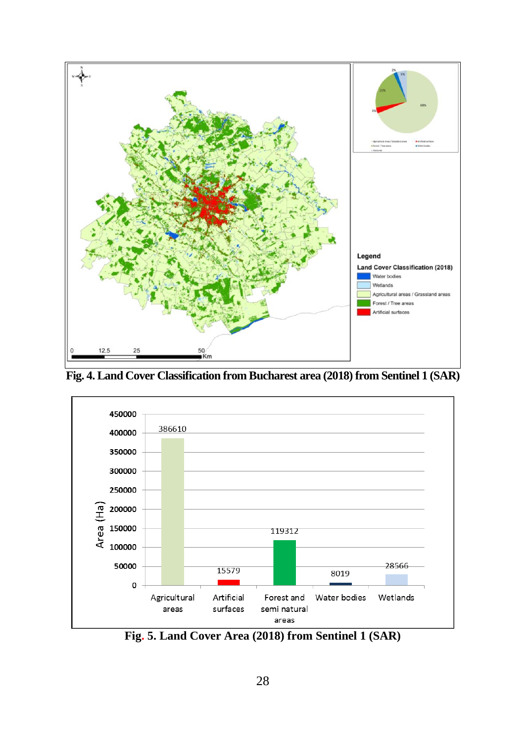Fig. 4. Land Cover Classification from Bucharest area (2018) from Sentinel 1 (SAR)

Fig. 5. Land Cover Area (2018) from Sentinel 1 (SAR)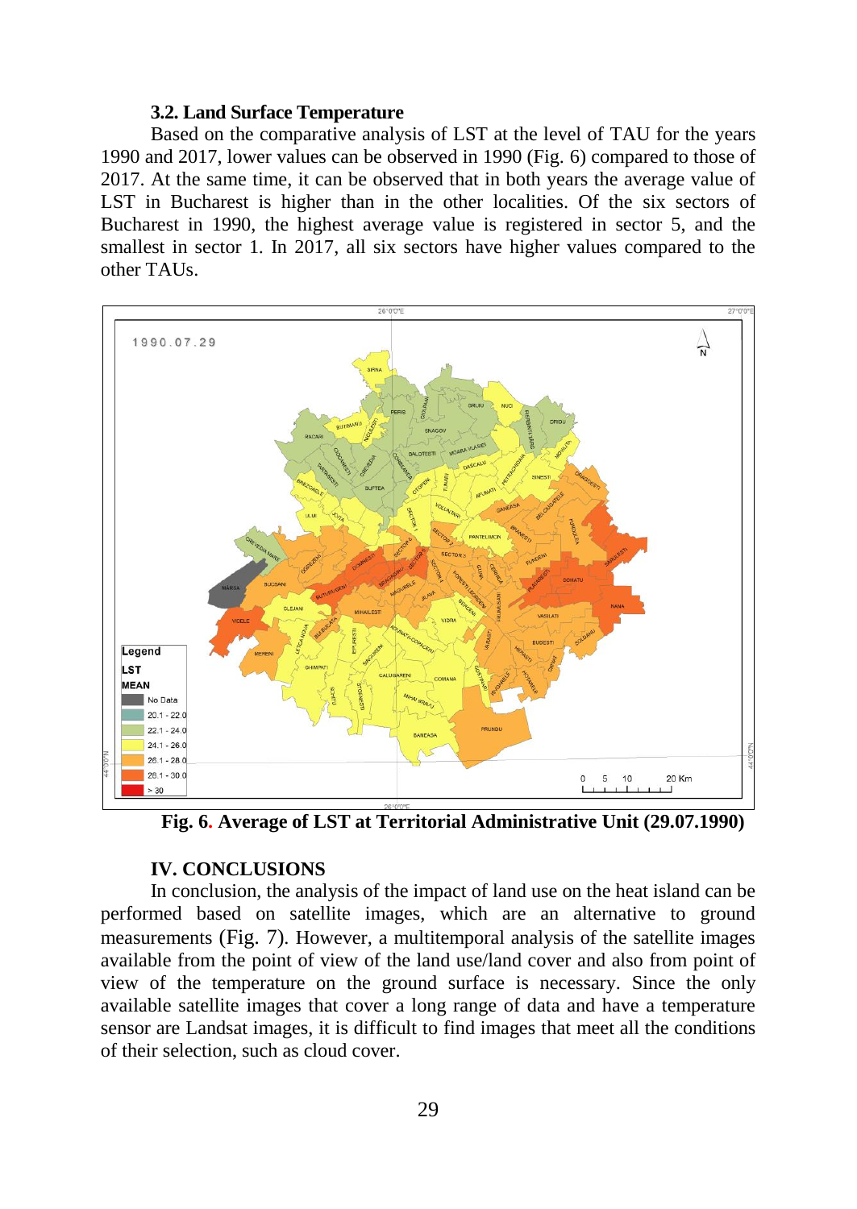### 3.2. Land Surface Temperature

Based on the comparative analysis of LST at the level of TAU for the years 1990 and 2017, lower values can be observed in 1990 (Fig. 6) compared to those of 2017. At the same time, it can be observed that in both years the average value of LST in Bucharest is higher than in the other localities. Of the six sectors of Bucharest in 1990, the highest average value is registered in sector 5, and the smallest in sector 1. In 2017, all six sectors have higher values compared to the other TAUs.

**Fig. 6. Average of LST at Territorial Administrative Unit (29.07.1990)**

## IV. CONCLUSIONS

In conclusion, the analysis of the impact of land use on the heat island can be performed based on satellite images, which are an alternative to ground measurements (Fig. 7). However, a multitemporal analysis of the satellite images available from the point of view of the land use/land cover and also from point of view of the temperature on the ground surface is necessary. Since the only available satellite images that cover a long range of data and have a temperature sensor are Landsat images, it is difficult to find images that meet all the conditions of their selection, such as cloud cover.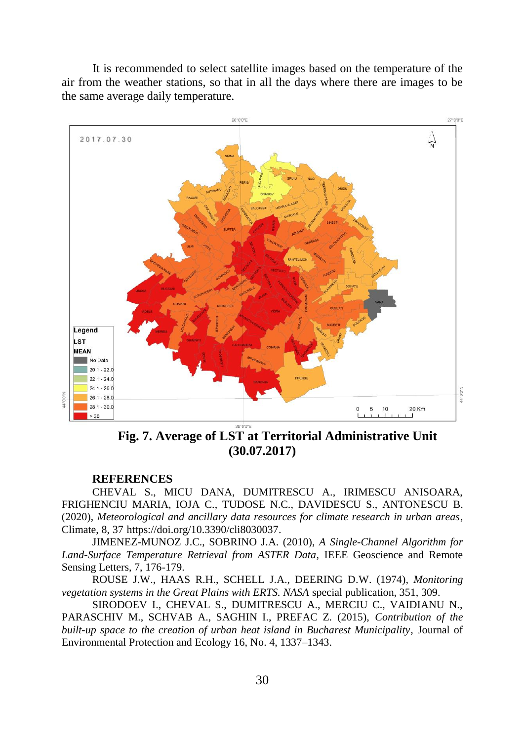It is recommended to select satellite images based on the temperature of the air from the weather stations, so that in all the days where there are images to be the same average daily temperature.

**Fig. 7. Average of LST at Territorial Administrative Unit (30.07.2017)**

## REFERENCES

CHEVAL S., MICU DANA, DUMITRESCU A., IRIMESCU ANISOARA, FRIGHENCIU MARIA, IOJA C., TUDOSE N.C., DAVIDESCU S., ANTONESCU B. (2020), *Meteorological and ancillary data resources for climate research in urban areas*, Climate, 8, 37 https://doi.org/10.3390/cli8030037.

JIMENEZ-MUNOZ J.C., SOBRINO J.A. (2010), *A Single-Channel Algorithm for Land-Surface Temperature Retrieval from ASTER Data*, IEEE Geoscience and Remote Sensing Letters, 7, 176-179.

ROUSE J.W., HAAS R.H., SCHELL J.A., DEERING D.W. (1974), *Monitoring vegetation systems in the Great Plains with ERTS. NASA* special publication, 351, 309.

SIRODOEV I., CHEVAL S., DUMITRESCU A., MERCIU C., VAIDIANU N., PARASCHIV M., SCHVAB A., SAGHIN I., PREFAC Z. (2015), *Contribution of the built-up space to the creation of urban heat island in Bucharest Municipality*, Journal of Environmental Protection and Ecology 16, No. 4, 1337–1343.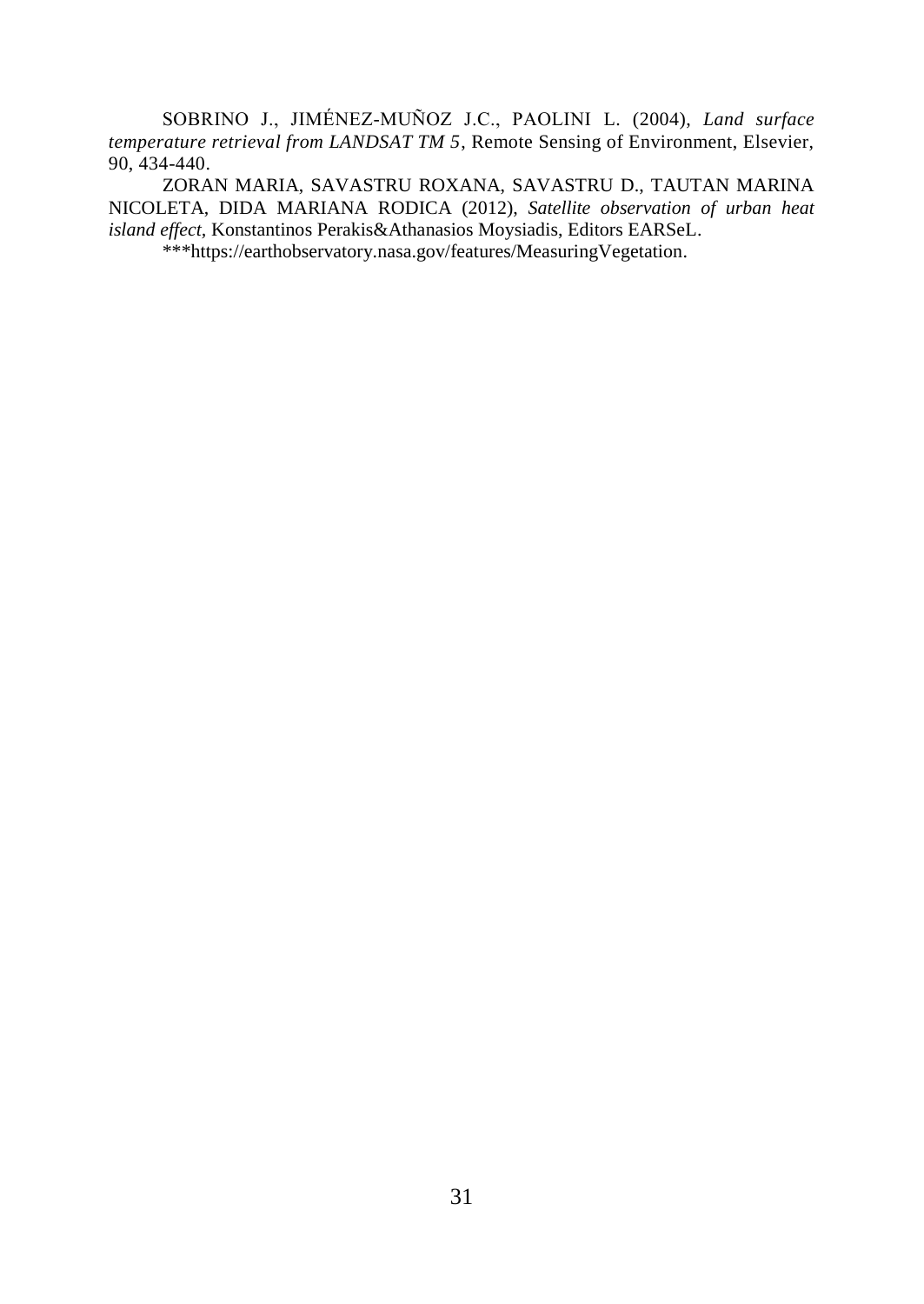SOBRINO J., JIMÉNEZ-MUÑOZ J.C., PAOLINI L. (2004), *Land surface temperature retrieval from LANDSAT TM 5*, Remote Sensing of Environment, Elsevier, 90, 434-440.

ZORAN MARIA, SAVASTRU ROXANA, SAVASTRU D., TAUTAN MARINA NICOLETA, DIDA MARIANA RODICA (2012), *Satellite observation of urban heat island effect,* Konstantinos Perakis&Athanasios Moysiadis, Editors EARSeL.

***https://earthobservatory.nasa.gov/features/MeasuringVegetation.